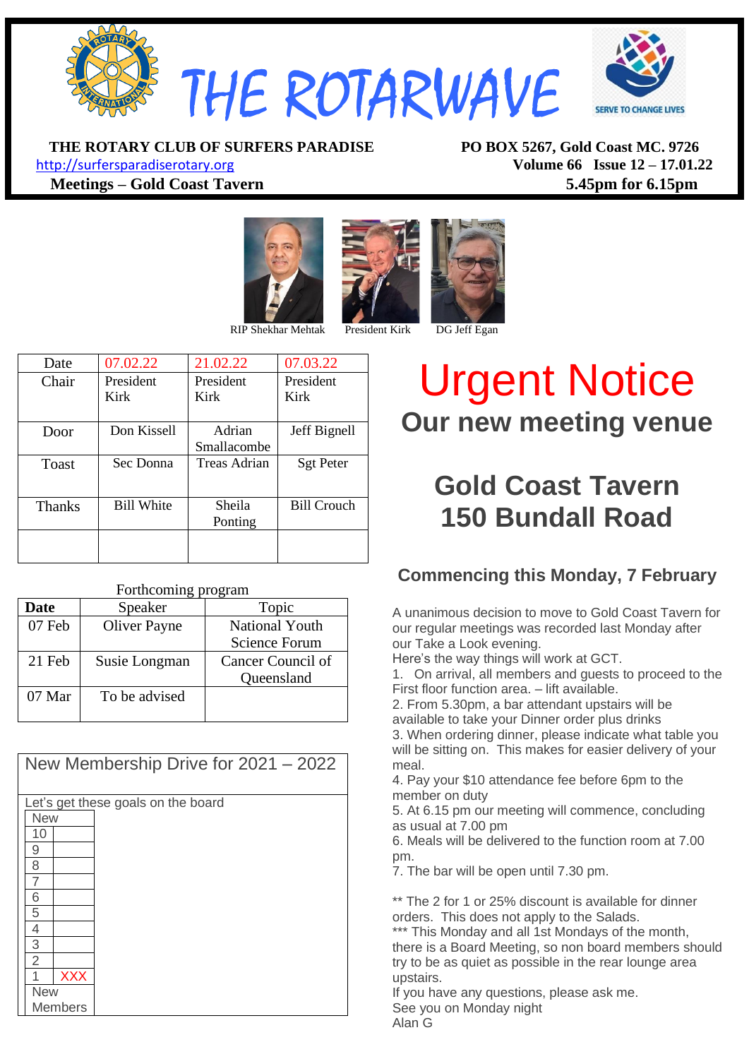# THE ROTARWAVE

SERVE TO CHANGE LIVES

**THE ROTARY CLUB OF SURFERS PARADISE**
http://surfersparadiserotary.org
**Meetings – Gold Coast Tavern**

**PO BOX 5267, Gold Coast MC. 9726**
**Volume 66 Issue 12 – 17.01.22**
**5.45pm for 6.15pm**

RIP Shekhar Mehtak President Kirk DG Jeff Egan

| Date | 07.02.22 | 21.02.22 | 07.03.22 |
|---|---|---|---|
| Chair | President Kirk | President Kirk | President Kirk |
| Door | Don Kissell | Adrian Smallacombe | Jeff Bignell |
| Toast | Sec Donna | Treas Adrian | Sgt Peter |
| Thanks | Bill White | Sheila Ponting | Bill Crouch |
| | | | |

Forthcoming program

| Date | Speaker | Topic |
|---|---|---|
| 07 Feb | Oliver Payne | National Youth Science Forum |
| 21 Feb | Susie Longman | Cancer Council of Queensland |
| 07 Mar | To be advised | |

New Membership Drive for 2021 – 2022

Let's get these goals on the board

| New | |
|---|---|
| 10 | |
| 9 | |
| 8 | |
| 7 | |
| 6 | |
| 5 | |
| 4 | |
| 3 | |
| 2 | |
| 1 | XXX |
| New Members | |

# Urgent Notice

## Our new meeting venue

## Gold Coast Tavern
## 150 Bundall Road

### Commencing this Monday, 7 February

A unanimous decision to move to Gold Coast Tavern for our regular meetings was recorded last Monday after our Take a Look evening.
Here's the way things will work at GCT.

1. On arrival, all members and guests to proceed to the First floor function area. – lift available.
2. From 5.30pm, a bar attendant upstairs will be available to take your Dinner order plus drinks
3. When ordering dinner, please indicate what table you will be sitting on. This makes for easier delivery of your meal.
4. Pay your $10 attendance fee before 6pm to the member on duty
5. At 6.15 pm our meeting will commence, concluding as usual at 7.00 pm
6. Meals will be delivered to the function room at 7.00 pm.
7. The bar will be open until 7.30 pm.

** The 2 for 1 or 25% discount is available for dinner orders. This does not apply to the Salads.
*** This Monday and all 1st Mondays of the month, there is a Board Meeting, so non board members should try to be as quiet as possible in the rear lounge area upstairs.
If you have any questions, please ask me.
See you on Monday night
Alan G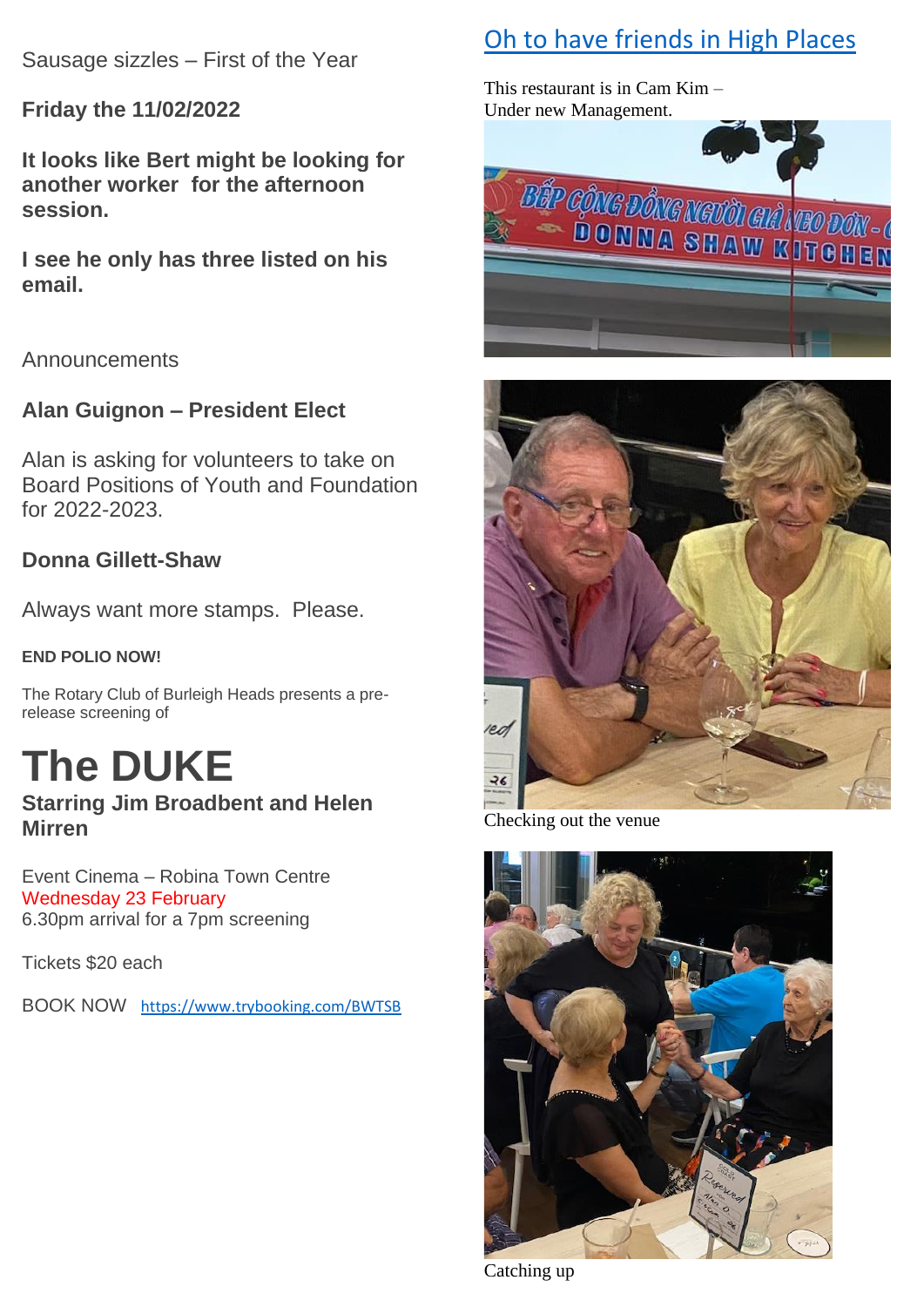Sausage sizzles – First of the Year

**Friday the 11/02/2022**

**It looks like Bert might be looking for another worker for the afternoon session.**

**I see he only has three listed on his email.**

Announcements

**Alan Guignon – President Elect**

Alan is asking for volunteers to take on Board Positions of Youth and Foundation for 2022-2023.

**Donna Gillett-Shaw**

Always want more stamps. Please.

**END POLIO NOW!**

The Rotary Club of Burleigh Heads presents a pre-release screening of

# The DUKE

**Starring Jim Broadbent and Helen Mirren**

Event Cinema – Robina Town Centre
Wednesday 23 February
6.30pm arrival for a 7pm screening

Tickets $20 each

BOOK NOW https://www.trybooking.com/BWTSB

## Oh to have friends in High Places

This restaurant is in Cam Kim –
Under new Management.

Checking out the venue

Catching up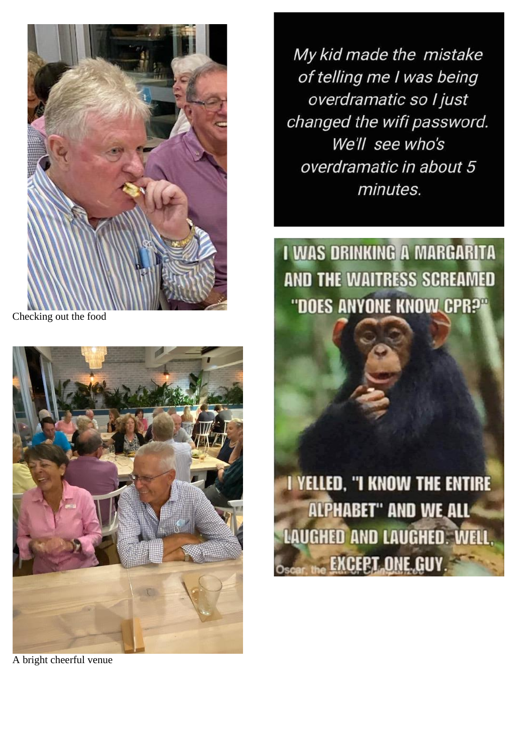Checking out the food

A bright cheerful venue

*My kid made the mistake of telling me I was being overdramatic so I just changed the wifi password. We'll see who's overdramatic in about 5 minutes.*

I WAS DRINKING A MARGARITA AND THE WAITRESS SCREAMED "DOES ANYONE KNOW CPR?"

I YELLED, "I KNOW THE ENTIRE ALPHABET" AND WE ALL LAUGHED AND LAUGHED. WELL, EXCEPT ONE GUY.